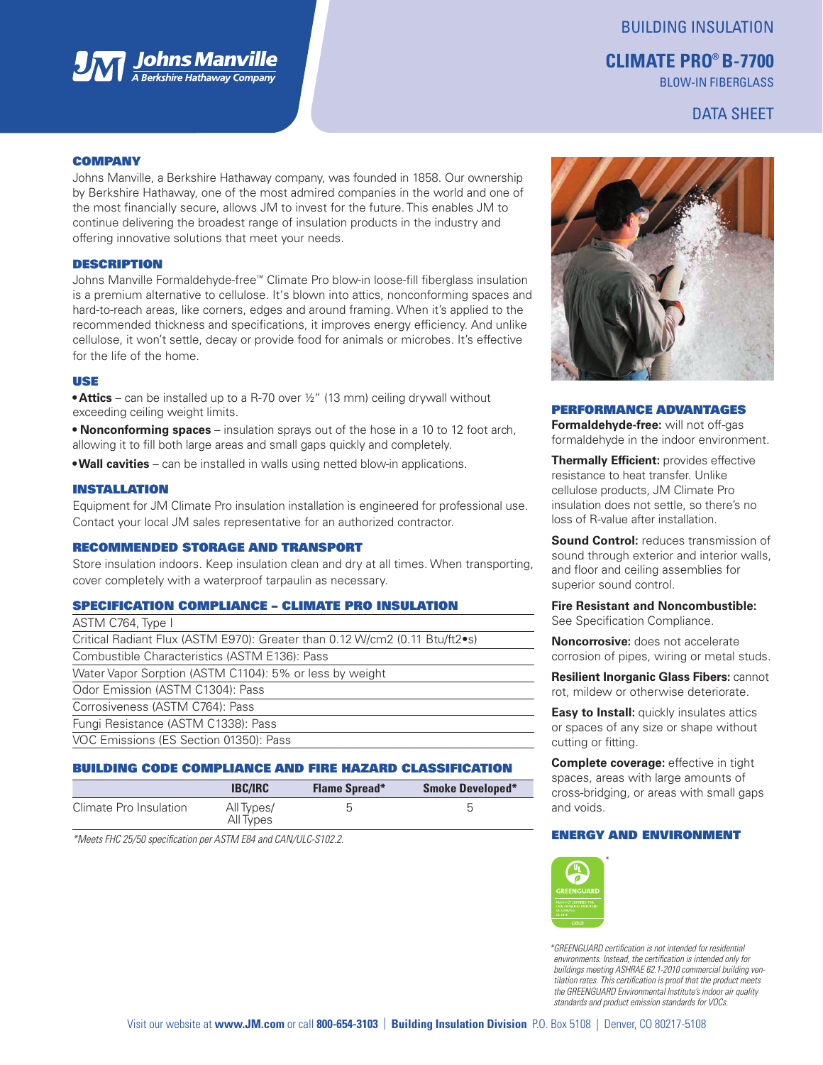BUILDING INSULATION

# CLIMATE PRO® B-7700

BLOW-IN FIBERGLASS

DATA SHEET

Johns Manville
A Berkshire Hathaway Company

## COMPANY

Johns Manville, a Berkshire Hathaway company, was founded in 1858. Our ownership by Berkshire Hathaway, one of the most admired companies in the world and one of the most financially secure, allows JM to invest for the future. This enables JM to continue delivering the broadest range of insulation products in the industry and offering innovative solutions that meet your needs.

## DESCRIPTION

Johns Manville Formaldehyde-free™ Climate Pro blow-in loose-fill fiberglass insulation is a premium alternative to cellulose. It's blown into attics, nonconforming spaces and hard-to-reach areas, like corners, edges and around framing. When it's applied to the recommended thickness and specifications, it improves energy efficiency. And unlike cellulose, it won't settle, decay or provide food for animals or microbes. It's effective for the life of the home.

## USE

- **Attics** – can be installed up to a R-70 over ½" (13 mm) ceiling drywall without exceeding ceiling weight limits.
- **Nonconforming spaces** – insulation sprays out of the hose in a 10 to 12 foot arch, allowing it to fill both large areas and small gaps quickly and completely.
- **Wall cavities** – can be installed in walls using netted blow-in applications.

## INSTALLATION

Equipment for JM Climate Pro insulation installation is engineered for professional use. Contact your local JM sales representative for an authorized contractor.

## RECOMMENDED STORAGE AND TRANSPORT

Store insulation indoors. Keep insulation clean and dry at all times. When transporting, cover completely with a waterproof tarpaulin as necessary.

## SPECIFICATION COMPLIANCE – CLIMATE PRO INSULATION

- ASTM C764, Type I
- Critical Radiant Flux (ASTM E970): Greater than 0.12 W/cm2 (0.11 Btu/ft2•s)
- Combustible Characteristics (ASTM E136): Pass
- Water Vapor Sorption (ASTM C1104): 5% or less by weight
- Odor Emission (ASTM C1304): Pass
- Corrosiveness (ASTM C764): Pass
- Fungi Resistance (ASTM C1338): Pass
- VOC Emissions (ES Section 01350): Pass

## BUILDING CODE COMPLIANCE AND FIRE HAZARD CLASSIFICATION

| | IBC/IRC | Flame Spread* | Smoke Developed* |
|---|---|---|---|
| Climate Pro Insulation | All Types/ All Types | 5 | 5 |

*Meets FHC 25/50 specification per ASTM E84 and CAN/ULC-S102.2.

## PERFORMANCE ADVANTAGES

**Formaldehyde-free:** will not off-gas formaldehyde in the indoor environment.

**Thermally Efficient:** provides effective resistance to heat transfer. Unlike cellulose products, JM Climate Pro insulation does not settle, so there's no loss of R-value after installation.

**Sound Control:** reduces transmission of sound through exterior and interior walls, and floor and ceiling assemblies for superior sound control.

**Fire Resistant and Noncombustible:** See Specification Compliance.

**Noncorrosive:** does not accelerate corrosion of pipes, wiring or metal studs.

**Resilient Inorganic Glass Fibers:** cannot rot, mildew or otherwise deteriorate.

**Easy to Install:** quickly insulates attics or spaces of any size or shape without cutting or fitting.

**Complete coverage:** effective in tight spaces, areas with large amounts of cross-bridging, or areas with small gaps and voids.

## ENERGY AND ENVIRONMENT

*GREENGUARD certification is not intended for residential environments. Instead, the certification is intended only for buildings meeting ASHRAE 62.1-2010 commercial building ventilation rates. This certification is proof that the product meets the GREENGUARD Environmental Institute's indoor air quality standards and product emission standards for VOCs.*

Visit our website at **www.JM.com** or call **800-654-3103** | **Building Insulation Division** P.O. Box 5108 | Denver, CO 80217-5108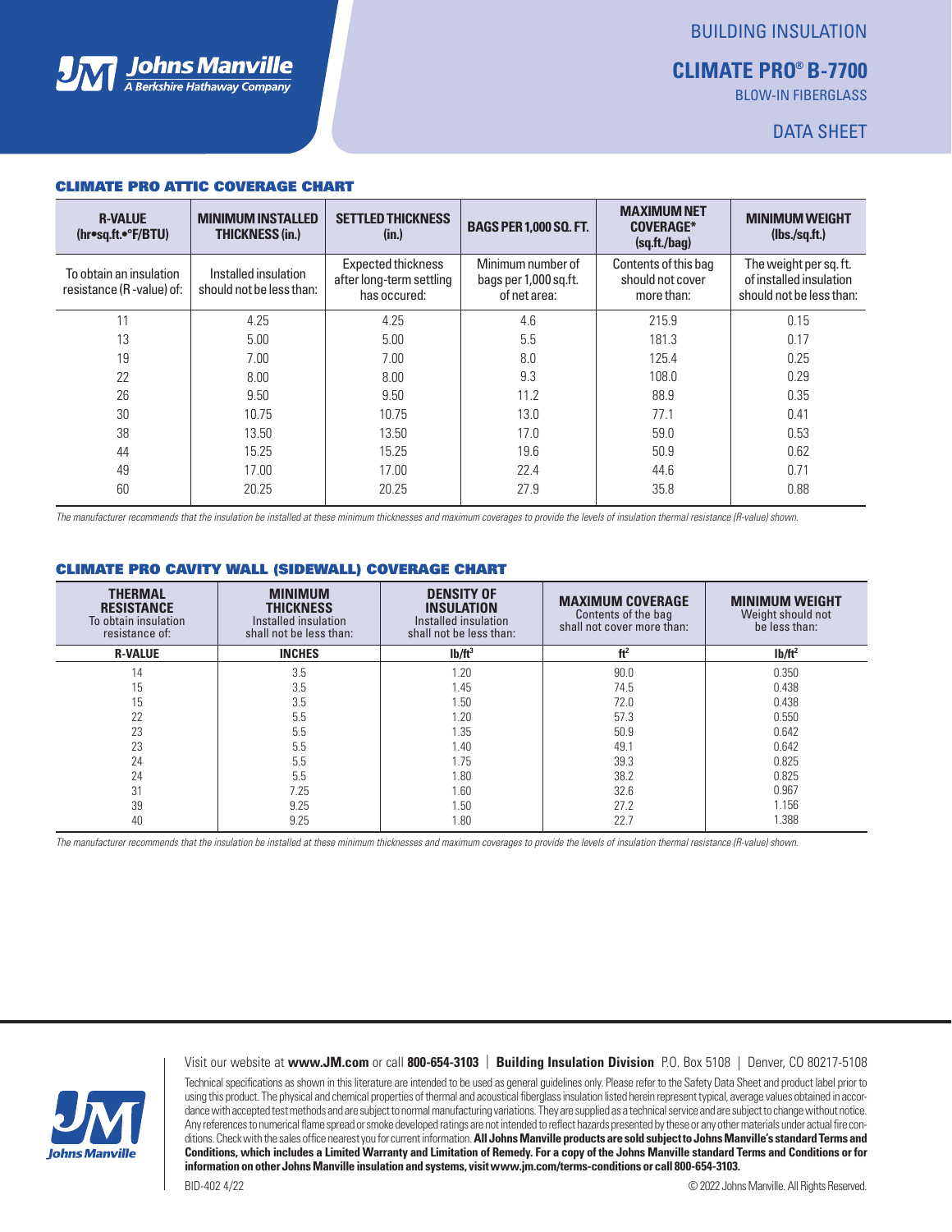BUILDING INSULATION

# CLIMATE PRO® B-7700

BLOW-IN FIBERGLASS

DATA SHEET

## CLIMATE PRO ATTIC COVERAGE CHART

| R-VALUE (hr•sq.ft.•°F/BTU) | MINIMUM INSTALLED THICKNESS (in.) | SETTLED THICKNESS (in.) | BAGS PER 1,000 SQ. FT. | MAXIMUM NET COVERAGE* (sq.ft./bag) | MINIMUM WEIGHT (lbs./sq.ft.) |
|---|---|---|---|---|---|
| To obtain an insulation resistance (R -value) of: | Installed insulation should not be less than: | Expected thickness after long-term settling has occured: | Minimum number of bags per 1,000 sq.ft. of net area: | Contents of this bag should not cover more than: | The weight per sq. ft. of installed insulation should not be less than: |
| 11 | 4.25 | 4.25 | 4.6 | 215.9 | 0.15 |
| 13 | 5.00 | 5.00 | 5.5 | 181.3 | 0.17 |
| 19 | 7.00 | 7.00 | 8.0 | 125.4 | 0.25 |
| 22 | 8.00 | 8.00 | 9.3 | 108.0 | 0.29 |
| 26 | 9.50 | 9.50 | 11.2 | 88.9 | 0.35 |
| 30 | 10.75 | 10.75 | 13.0 | 77.1 | 0.41 |
| 38 | 13.50 | 13.50 | 17.0 | 59.0 | 0.53 |
| 44 | 15.25 | 15.25 | 19.6 | 50.9 | 0.62 |
| 49 | 17.00 | 17.00 | 22.4 | 44.6 | 0.71 |
| 60 | 20.25 | 20.25 | 27.9 | 35.8 | 0.88 |

*The manufacturer recommends that the insulation be installed at these minimum thicknesses and maximum coverages to provide the levels of insulation thermal resistance (R-value) shown.*

## CLIMATE PRO CAVITY WALL (SIDEWALL) COVERAGE CHART

| THERMAL RESISTANCE To obtain insulation resistance of: | MINIMUM THICKNESS Installed insulation shall not be less than: | DENSITY OF INSULATION Installed insulation shall not be less than: | MAXIMUM COVERAGE Contents of the bag shall not cover more than: | MINIMUM WEIGHT Weight should not be less than: |
|---|---|---|---|---|
| R-VALUE | INCHES | lb/ft³ | ft² | lb/ft² |
| 14 | 3.5 | 1.20 | 90.0 | 0.350 |
| 15 | 3.5 | 1.45 | 74.5 | 0.438 |
| 15 | 3.5 | 1.50 | 72.0 | 0.438 |
| 22 | 5.5 | 1.20 | 57.3 | 0.550 |
| 23 | 5.5 | 1.35 | 50.9 | 0.642 |
| 23 | 5.5 | 1.40 | 49.1 | 0.642 |
| 24 | 5.5 | 1.75 | 39.3 | 0.825 |
| 24 | 5.5 | 1.80 | 38.2 | 0.825 |
| 31 | 7.25 | 1.60 | 32.6 | 0.967 |
| 39 | 9.25 | 1.50 | 27.2 | 1.156 |
| 40 | 9.25 | 1.80 | 22.7 | 1.388 |

*The manufacturer recommends that the insulation be installed at these minimum thicknesses and maximum coverages to provide the levels of insulation thermal resistance (R-value) shown.*

Visit our website at **www.JM.com** or call **800-654-3103** | **Building Insulation Division** P.O. Box 5108 | Denver, CO 80217-5108

Technical specifications as shown in this literature are intended to be used as general guidelines only. Please refer to the Safety Data Sheet and product label prior to using this product. The physical and chemical properties of thermal and acoustical fiberglass insulation listed herein represent typical, average values obtained in accordance with accepted test methods and are subject to normal manufacturing variations. They are supplied as a technical service and are subject to change without notice. Any references to numerical flame spread or smoke developed ratings are not intended to reflect hazards presented by these or any other materials under actual fire conditions. Check with the sales office nearest you for current information. **All Johns Manville products are sold subject to Johns Manville's standard Terms and Conditions, which includes a Limited Warranty and Limitation of Remedy. For a copy of the Johns Manville standard Terms and Conditions or for information on other Johns Manville insulation and systems, visit www.jm.com/terms-conditions or call 800-654-3103.**

BID-402 4/22

© 2022 Johns Manville. All Rights Reserved.